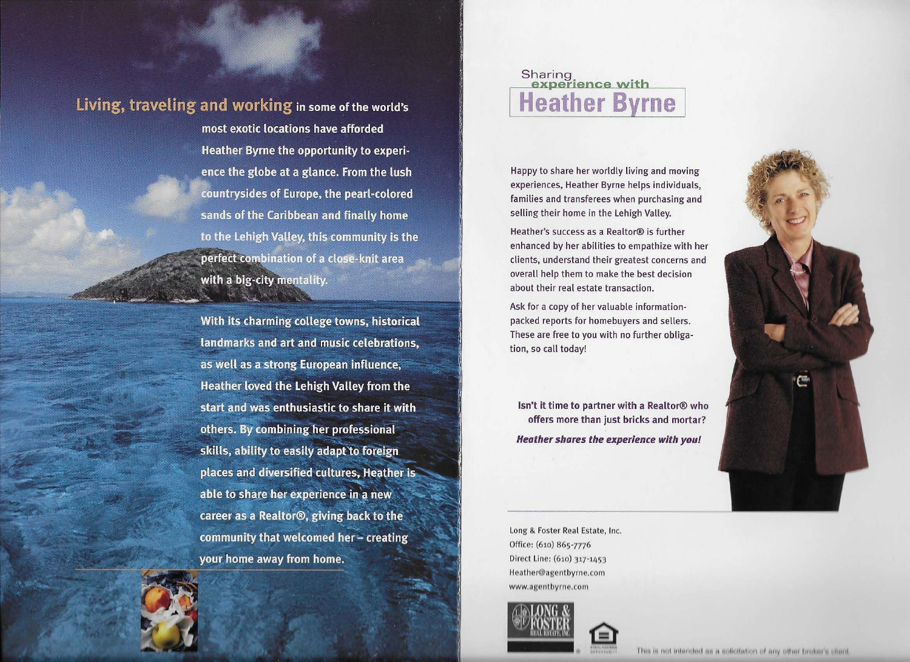**Living, traveling and working** in some of the world's most exotic locations have afforded Heather Byrne the opportunity to experience the globe at a glance. From the lush countrysides of Europe, the pearl-colored sands of the Caribbean and finally home to the Lehigh Valley, this community is the perfect combination of a close-knit area with a big-city mentality.

With its charming college towns, historical landmarks and art and music celebrations, as well as a strong European influence, Heather loved the Lehigh Valley from the start and was enthusiastic to share it with others. By combining her professional skills, ability to easily adapt to foreign places and diversified cultures, Heather is able to share her experience in a new career as a Realtor®, giving back to the community that welcomed her – creating your home away from home.

Sharing experience with

# Heather Byrne

Happy to share her worldly living and moving experiences, Heather Byrne helps individuals, families and transferees when purchasing and selling their home in the Lehigh Valley.

Heather's success as a Realtor® is further enhanced by her abilities to empathize with her clients, understand their greatest concerns and overall help them to make the best decision about their real estate transaction.

Ask for a copy of her valuable information-packed reports for homebuyers and sellers. These are free to you with no further obligation, so call today!

**Isn't it time to partner with a Realtor® who offers more than just bricks and mortar?**

***Heather shares the experience with you!***

Long & Foster Real Estate, Inc.
Office: (610) 865-7776
Direct Line: (610) 317-1453
Heather@agentbyrne.com
www.agentbyrne.com

LONG & FOSTER REAL ESTATE, INC.

This is not intended as a solicitation of any other broker's client.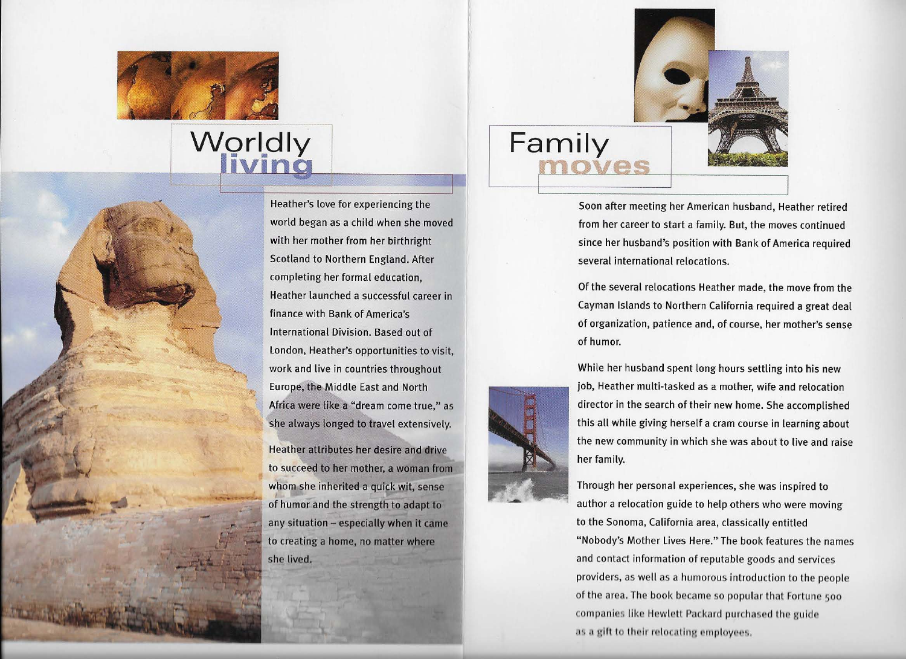## Worldly living

Heather's love for experiencing the world began as a child when she moved with her mother from her birthright Scotland to Northern England. After completing her formal education, Heather launched a successful career in finance with Bank of America's International Division. Based out of London, Heather's opportunities to visit, work and live in countries throughout Europe, the Middle East and North Africa were like a "dream come true," as she always longed to travel extensively.

Heather attributes her desire and drive to succeed to her mother, a woman from whom she inherited a quick wit, sense of humor and the strength to adapt to any situation – especially when it came to creating a home, no matter where she lived.

## Family moves

Soon after meeting her American husband, Heather retired from her career to start a family. But, the moves continued since her husband's position with Bank of America required several international relocations.

Of the several relocations Heather made, the move from the Cayman Islands to Northern California required a great deal of organization, patience and, of course, her mother's sense of humor.

While her husband spent long hours settling into his new job, Heather multi-tasked as a mother, wife and relocation director in the search of their new home. She accomplished this all while giving herself a cram course in learning about the new community in which she was about to live and raise her family.

Through her personal experiences, she was inspired to author a relocation guide to help others who were moving to the Sonoma, California area, classically entitled "Nobody's Mother Lives Here." The book features the names and contact information of reputable goods and services providers, as well as a humorous introduction to the people of the area. The book became so popular that Fortune 500 companies like Hewlett Packard purchased the guide as a gift to their relocating employees.